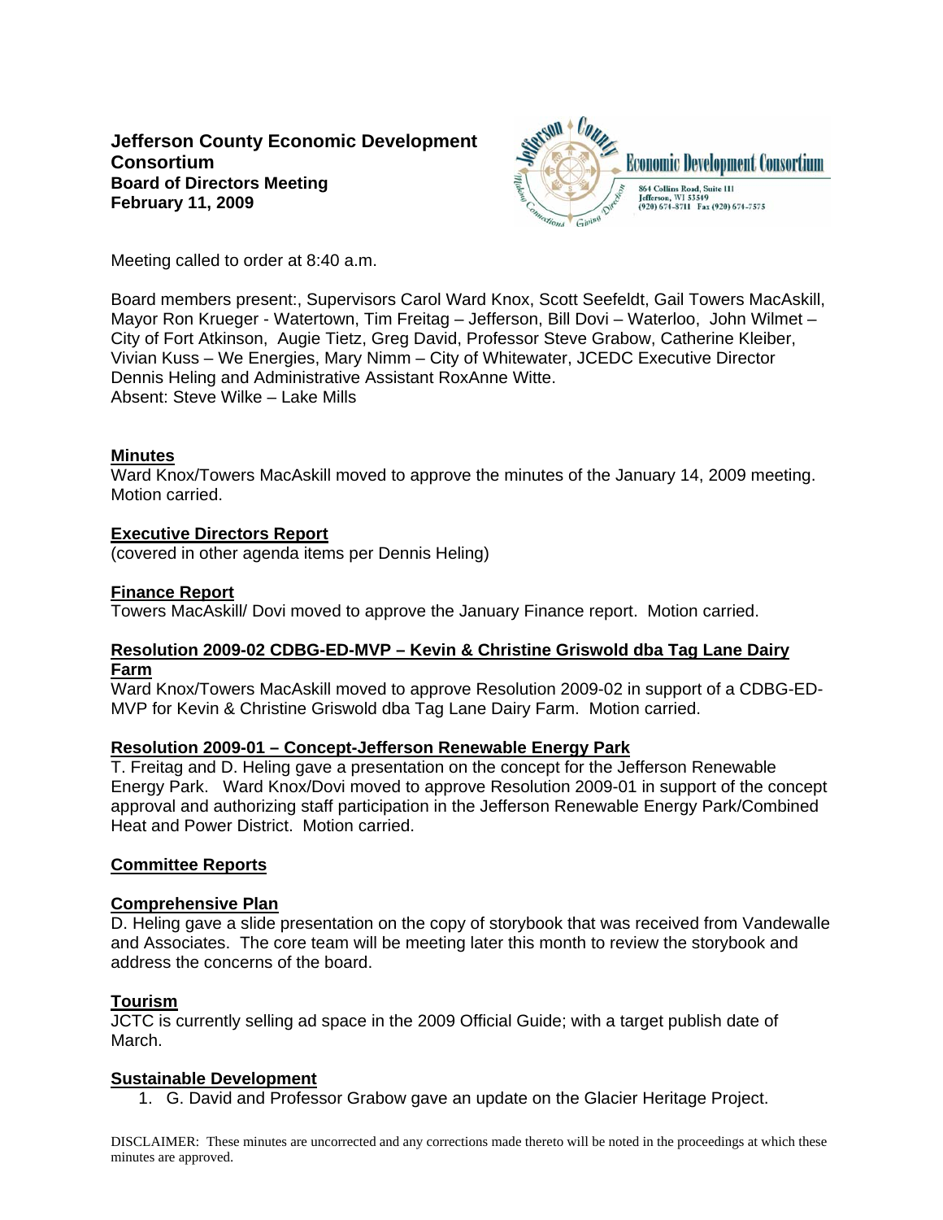**Jefferson County Economic Development Consortium**
**Board of Directors Meeting**
**February 11, 2009**

Meeting called to order at 8:40 a.m.

Board members present:, Supervisors Carol Ward Knox, Scott Seefeldt, Gail Towers MacAskill, Mayor Ron Krueger - Watertown, Tim Freitag – Jefferson, Bill Dovi – Waterloo, John Wilmet – City of Fort Atkinson, Augie Tietz, Greg David, Professor Steve Grabow, Catherine Kleiber, Vivian Kuss – We Energies, Mary Nimm – City of Whitewater, JCEDC Executive Director Dennis Heling and Administrative Assistant RoxAnne Witte.
Absent: Steve Wilke – Lake Mills

**Minutes**
Ward Knox/Towers MacAskill moved to approve the minutes of the January 14, 2009 meeting. Motion carried.

**Executive Directors Report**
(covered in other agenda items per Dennis Heling)

**Finance Report**
Towers MacAskill/ Dovi moved to approve the January Finance report. Motion carried.

**Resolution 2009-02 CDBG-ED-MVP – Kevin & Christine Griswold dba Tag Lane Dairy Farm**
Ward Knox/Towers MacAskill moved to approve Resolution 2009-02 in support of a CDBG-ED-MVP for Kevin & Christine Griswold dba Tag Lane Dairy Farm. Motion carried.

**Resolution 2009-01 – Concept-Jefferson Renewable Energy Park**
T. Freitag and D. Heling gave a presentation on the concept for the Jefferson Renewable Energy Park. Ward Knox/Dovi moved to approve Resolution 2009-01 in support of the concept approval and authorizing staff participation in the Jefferson Renewable Energy Park/Combined Heat and Power District. Motion carried.

**Committee Reports**

**Comprehensive Plan**
D. Heling gave a slide presentation on the copy of storybook that was received from Vandewalle and Associates. The core team will be meeting later this month to review the storybook and address the concerns of the board.

**Tourism**
JCTC is currently selling ad space in the 2009 Official Guide; with a target publish date of March.

**Sustainable Development**

1. G. David and Professor Grabow gave an update on the Glacier Heritage Project.

DISCLAIMER: These minutes are uncorrected and any corrections made thereto will be noted in the proceedings at which these minutes are approved.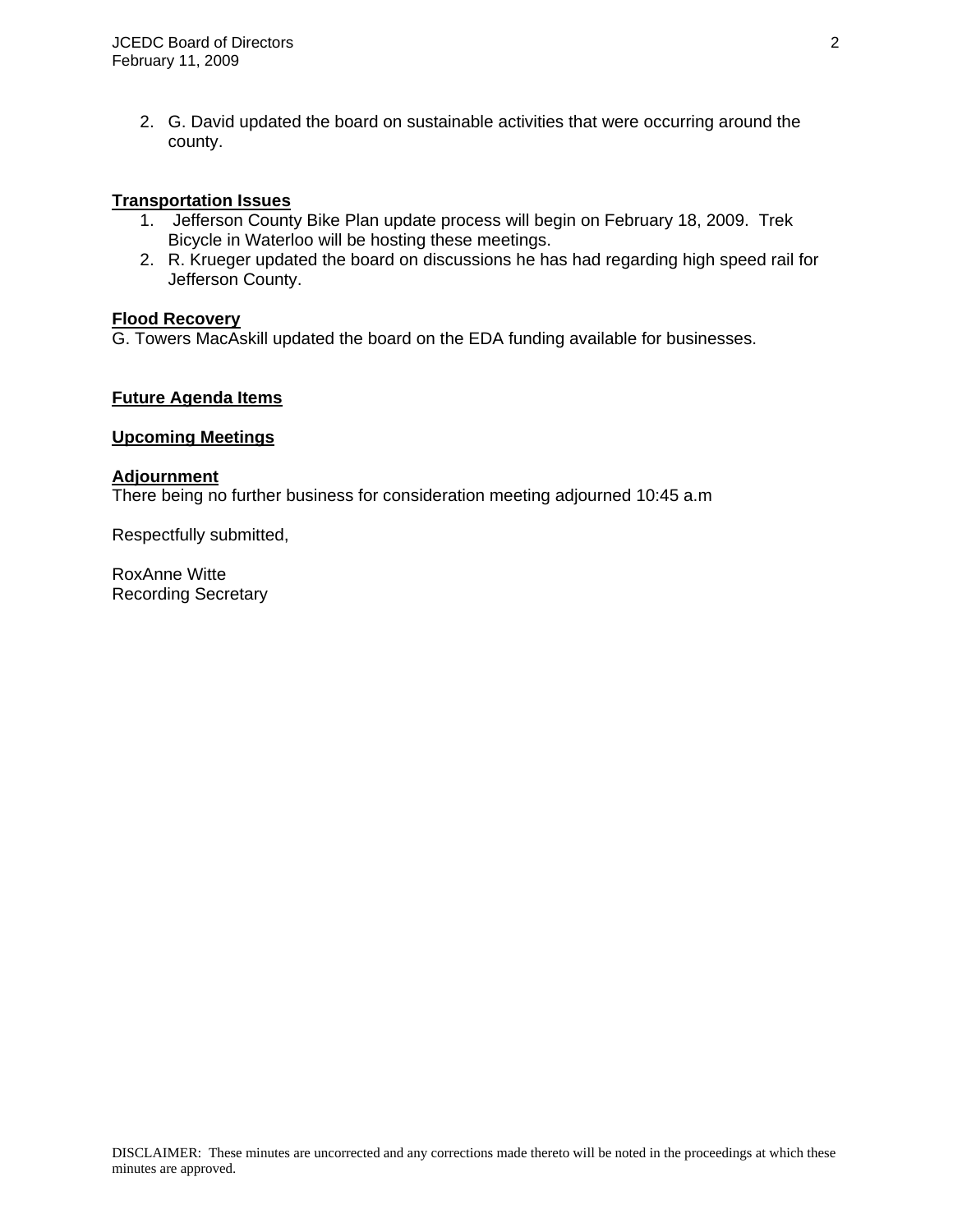2. G. David updated the board on sustainable activities that were occurring around the county.

**Transportation Issues**

1. Jefferson County Bike Plan update process will begin on February 18, 2009. Trek Bicycle in Waterloo will be hosting these meetings.
2. R. Krueger updated the board on discussions he has had regarding high speed rail for Jefferson County.

**Flood Recovery**

G. Towers MacAskill updated the board on the EDA funding available for businesses.

**Future Agenda Items**

**Upcoming Meetings**

**Adjournment**

There being no further business for consideration meeting adjourned 10:45 a.m

Respectfully submitted,

RoxAnne Witte
Recording Secretary

DISCLAIMER: These minutes are uncorrected and any corrections made thereto will be noted in the proceedings at which these minutes are approved.